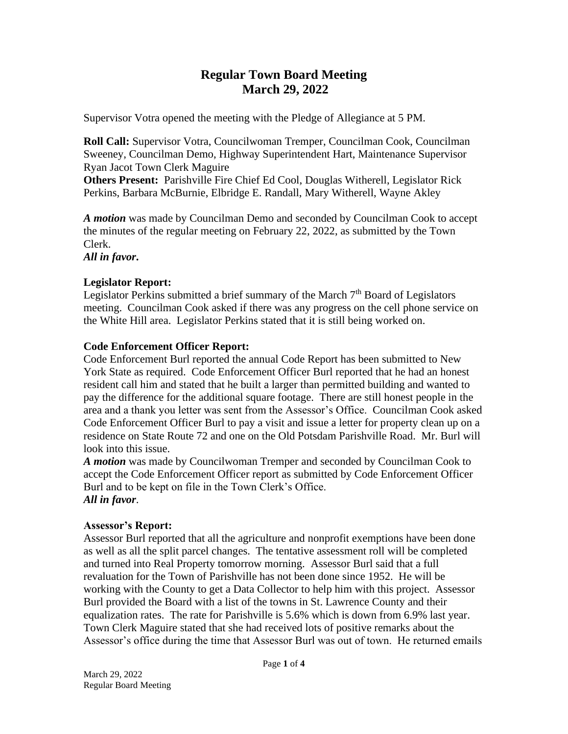# Regular Town Board Meeting
# March 29, 2022

Supervisor Votra opened the meeting with the Pledge of Allegiance at 5 PM.

**Roll Call:** Supervisor Votra, Councilwoman Tremper, Councilman Cook, Councilman Sweeney, Councilman Demo, Highway Superintendent Hart, Maintenance Supervisor Ryan Jacot Town Clerk Maguire

**Others Present:** Parishville Fire Chief Ed Cool, Douglas Witherell, Legislator Rick Perkins, Barbara McBurnie, Elbridge E. Randall, Mary Witherell, Wayne Akley

***A motion*** was made by Councilman Demo and seconded by Councilman Cook to accept the minutes of the regular meeting on February 22, 2022, as submitted by the Town Clerk.

***All in favor.***

**Legislator Report:**

Legislator Perkins submitted a brief summary of the March 7th Board of Legislators meeting. Councilman Cook asked if there was any progress on the cell phone service on the White Hill area. Legislator Perkins stated that it is still being worked on.

**Code Enforcement Officer Report:**

Code Enforcement Burl reported the annual Code Report has been submitted to New York State as required. Code Enforcement Officer Burl reported that he had an honest resident call him and stated that he built a larger than permitted building and wanted to pay the difference for the additional square footage. There are still honest people in the area and a thank you letter was sent from the Assessor's Office. Councilman Cook asked Code Enforcement Officer Burl to pay a visit and issue a letter for property clean up on a residence on State Route 72 and one on the Old Potsdam Parishville Road. Mr. Burl will look into this issue.

***A motion*** was made by Councilwoman Tremper and seconded by Councilman Cook to accept the Code Enforcement Officer report as submitted by Code Enforcement Officer Burl and to be kept on file in the Town Clerk's Office.

***All in favor***.

**Assessor's Report:**

Assessor Burl reported that all the agriculture and nonprofit exemptions have been done as well as all the split parcel changes. The tentative assessment roll will be completed and turned into Real Property tomorrow morning. Assessor Burl said that a full revaluation for the Town of Parishville has not been done since 1952. He will be working with the County to get a Data Collector to help him with this project. Assessor Burl provided the Board with a list of the towns in St. Lawrence County and their equalization rates. The rate for Parishville is 5.6% which is down from 6.9% last year. Town Clerk Maguire stated that she had received lots of positive remarks about the Assessor's office during the time that Assessor Burl was out of town. He returned emails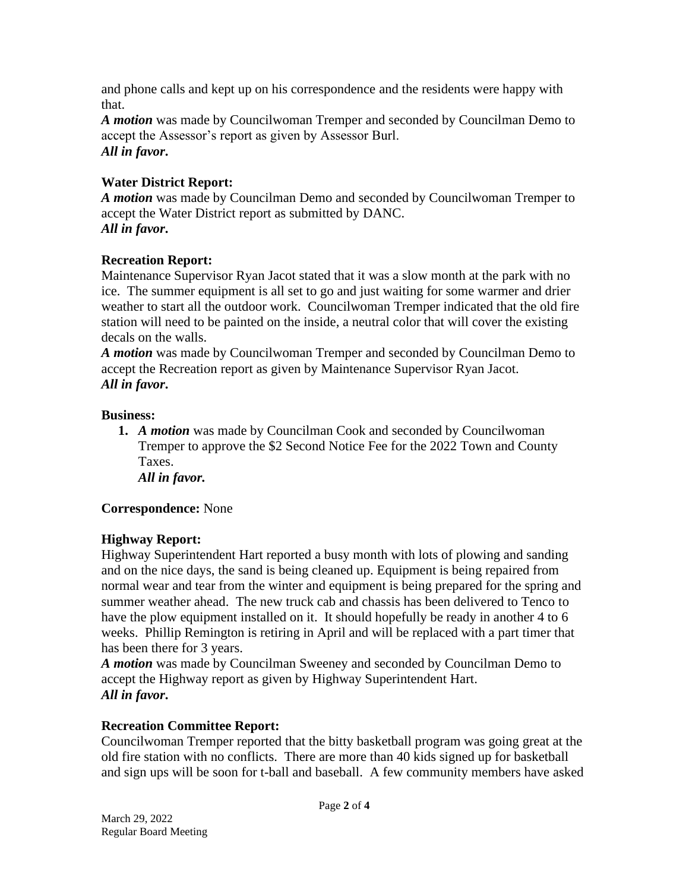and phone calls and kept up on his correspondence and the residents were happy with that.

***A motion*** was made by Councilwoman Tremper and seconded by Councilman Demo to accept the Assessor's report as given by Assessor Burl.
***All in favor.***

**Water District Report:**
***A motion*** was made by Councilman Demo and seconded by Councilwoman Tremper to accept the Water District report as submitted by DANC.
***All in favor.***

**Recreation Report:**
Maintenance Supervisor Ryan Jacot stated that it was a slow month at the park with no ice. The summer equipment is all set to go and just waiting for some warmer and drier weather to start all the outdoor work. Councilwoman Tremper indicated that the old fire station will need to be painted on the inside, a neutral color that will cover the existing decals on the walls.
***A motion*** was made by Councilwoman Tremper and seconded by Councilman Demo to accept the Recreation report as given by Maintenance Supervisor Ryan Jacot.
***All in favor.***

**Business:**

1. ***A motion*** was made by Councilman Cook and seconded by Councilwoman Tremper to approve the $2 Second Notice Fee for the 2022 Town and County Taxes.
   ***All in favor.***

**Correspondence:** None

**Highway Report:**
Highway Superintendent Hart reported a busy month with lots of plowing and sanding and on the nice days, the sand is being cleaned up. Equipment is being repaired from normal wear and tear from the winter and equipment is being prepared for the spring and summer weather ahead. The new truck cab and chassis has been delivered to Tenco to have the plow equipment installed on it. It should hopefully be ready in another 4 to 6 weeks. Phillip Remington is retiring in April and will be replaced with a part timer that has been there for 3 years.
***A motion*** was made by Councilman Sweeney and seconded by Councilman Demo to accept the Highway report as given by Highway Superintendent Hart.
***All in favor.***

**Recreation Committee Report:**
Councilwoman Tremper reported that the bitty basketball program was going great at the old fire station with no conflicts. There are more than 40 kids signed up for basketball and sign ups will be soon for t-ball and baseball. A few community members have asked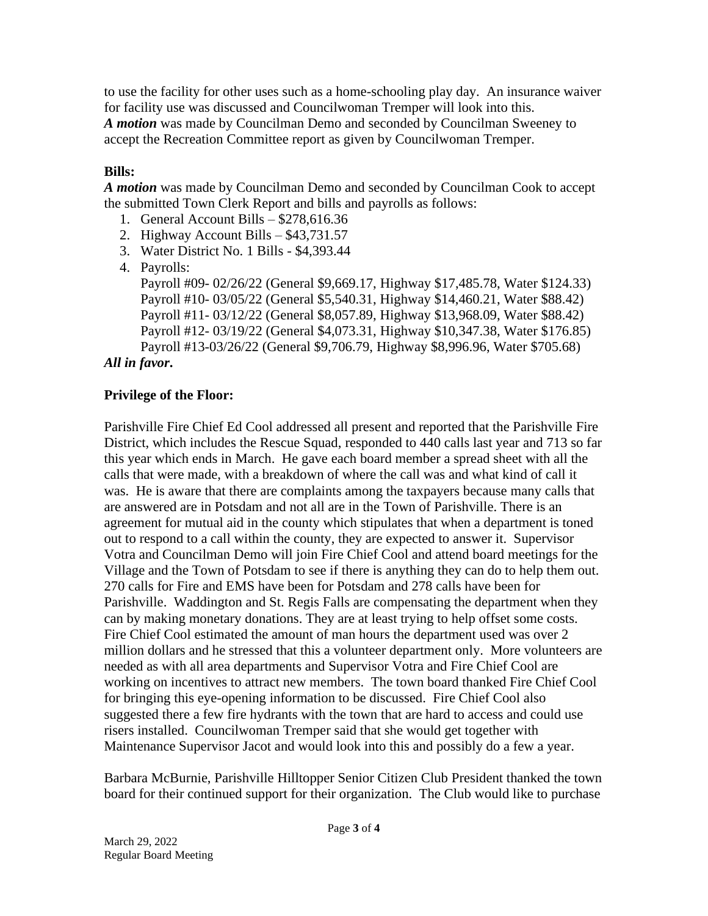to use the facility for other uses such as a home-schooling play day. An insurance waiver for facility use was discussed and Councilwoman Tremper will look into this.
***A motion*** was made by Councilman Demo and seconded by Councilman Sweeney to accept the Recreation Committee report as given by Councilwoman Tremper.

**Bills:**
***A motion*** was made by Councilman Demo and seconded by Councilman Cook to accept the submitted Town Clerk Report and bills and payrolls as follows:

1. General Account Bills – $278,616.36
2. Highway Account Bills – $43,731.57
3. Water District No. 1 Bills - $4,393.44
4. Payrolls:
   Payroll #09- 02/26/22 (General $9,669.17, Highway $17,485.78, Water $124.33)
   Payroll #10- 03/05/22 (General $5,540.31, Highway $14,460.21, Water $88.42)
   Payroll #11- 03/12/22 (General $8,057.89, Highway $13,968.09, Water $88.42)
   Payroll #12- 03/19/22 (General $4,073.31, Highway $10,347.38, Water $176.85)
   Payroll #13-03/26/22 (General $9,706.79, Highway $8,996.96, Water $705.68)

***All in favor.***

**Privilege of the Floor:**

Parishville Fire Chief Ed Cool addressed all present and reported that the Parishville Fire District, which includes the Rescue Squad, responded to 440 calls last year and 713 so far this year which ends in March. He gave each board member a spread sheet with all the calls that were made, with a breakdown of where the call was and what kind of call it was. He is aware that there are complaints among the taxpayers because many calls that are answered are in Potsdam and not all are in the Town of Parishville. There is an agreement for mutual aid in the county which stipulates that when a department is toned out to respond to a call within the county, they are expected to answer it. Supervisor Votra and Councilman Demo will join Fire Chief Cool and attend board meetings for the Village and the Town of Potsdam to see if there is anything they can do to help them out. 270 calls for Fire and EMS have been for Potsdam and 278 calls have been for Parishville. Waddington and St. Regis Falls are compensating the department when they can by making monetary donations. They are at least trying to help offset some costs. Fire Chief Cool estimated the amount of man hours the department used was over 2 million dollars and he stressed that this a volunteer department only. More volunteers are needed as with all area departments and Supervisor Votra and Fire Chief Cool are working on incentives to attract new members. The town board thanked Fire Chief Cool for bringing this eye-opening information to be discussed. Fire Chief Cool also suggested there a few fire hydrants with the town that are hard to access and could use risers installed. Councilwoman Tremper said that she would get together with Maintenance Supervisor Jacot and would look into this and possibly do a few a year.

Barbara McBurnie, Parishville Hilltopper Senior Citizen Club President thanked the town board for their continued support for their organization. The Club would like to purchase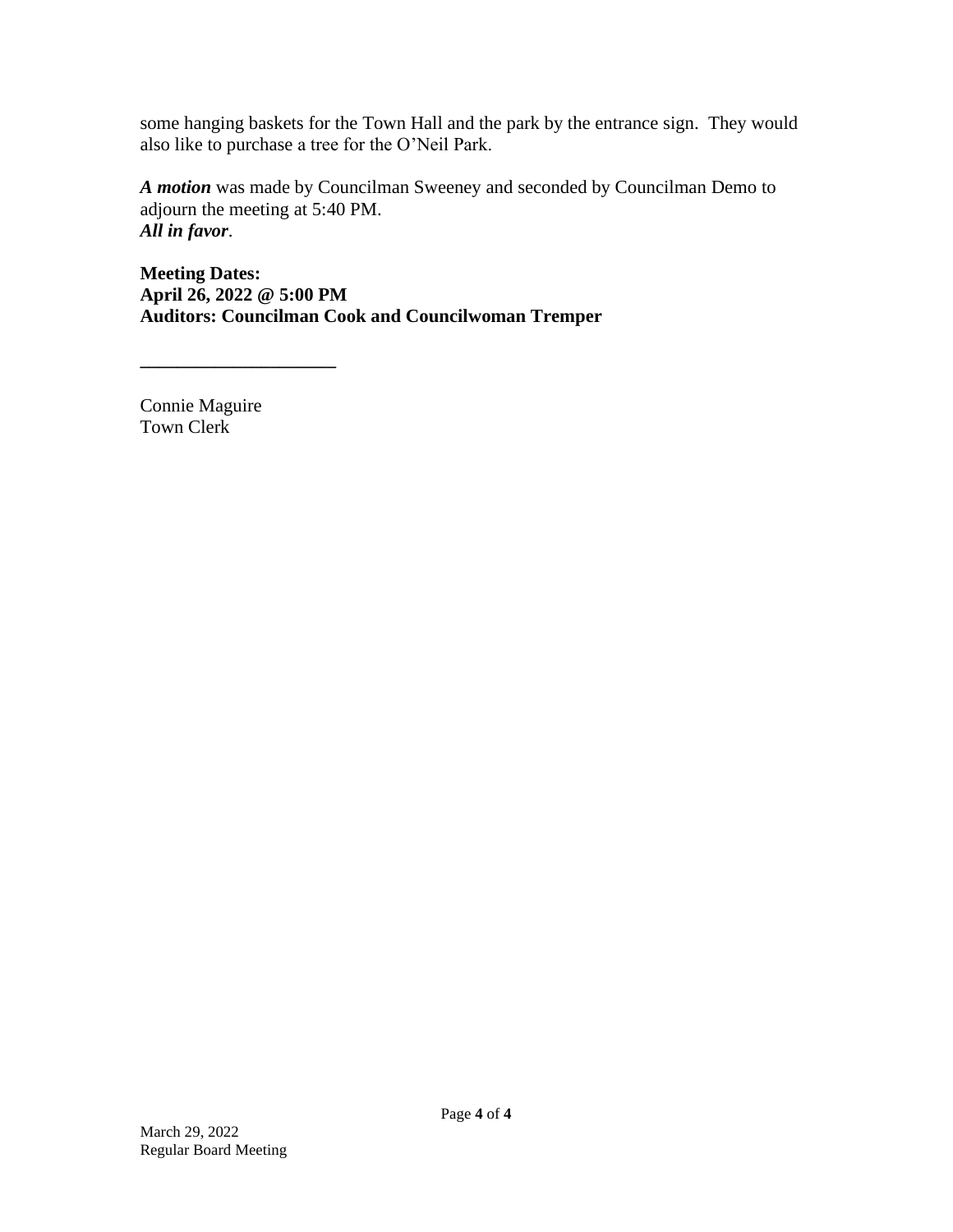some hanging baskets for the Town Hall and the park by the entrance sign. They would also like to purchase a tree for the O'Neil Park.

***A motion*** was made by Councilman Sweeney and seconded by Councilman Demo to adjourn the meeting at 5:40 PM.
***All in favor***.

**Meeting Dates:**
**April 26, 2022 @ 5:00 PM**
**Auditors: Councilman Cook and Councilwoman Tremper**

\_\_\_\_\_\_\_\_\_\_\_\_\_\_\_\_\_\_\_\_\_

Connie Maguire
Town Clerk